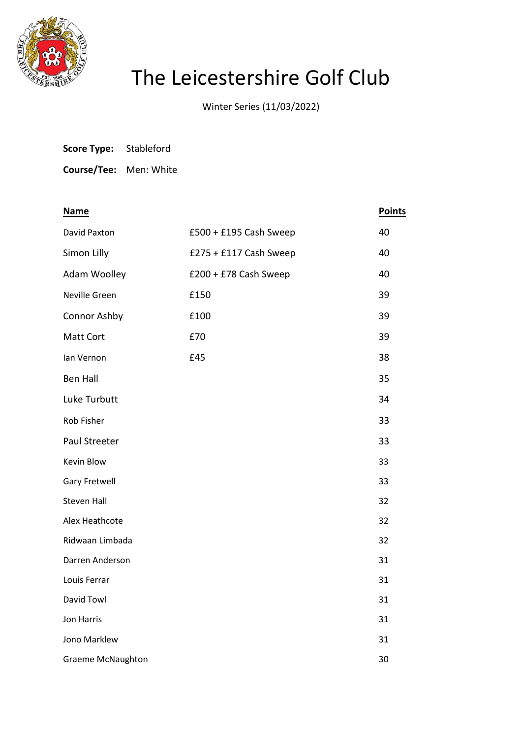# The Leicestershire Golf Club

Winter Series (11/03/2022)

**Score Type:** Stableford

**Course/Tee:** Men: White

| Name | | Points |
|---|---|---|
| David Paxton | £500 + £195 Cash Sweep | 40 |
| Simon Lilly | £275 + £117 Cash Sweep | 40 |
| Adam Woolley | £200 + £78 Cash Sweep | 40 |
| Neville Green | £150 | 39 |
| Connor Ashby | £100 | 39 |
| Matt Cort | £70 | 39 |
| Ian Vernon | £45 | 38 |
| Ben Hall | | 35 |
| Luke Turbutt | | 34 |
| Rob Fisher | | 33 |
| Paul Streeter | | 33 |
| Kevin Blow | | 33 |
| Gary Fretwell | | 33 |
| Steven Hall | | 32 |
| Alex Heathcote | | 32 |
| Ridwaan Limbada | | 32 |
| Darren Anderson | | 31 |
| Louis Ferrar | | 31 |
| David Towl | | 31 |
| Jon Harris | | 31 |
| Jono Marklew | | 31 |
| Graeme McNaughton | | 30 |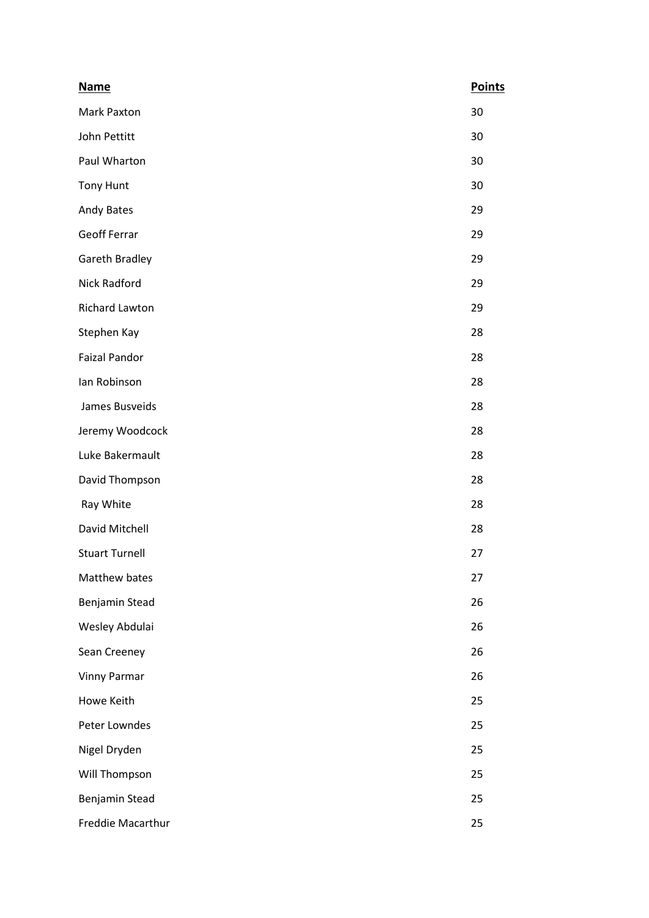| Name | Points |
| --- | --- |
| Mark Paxton | 30 |
| John Pettitt | 30 |
| Paul Wharton | 30 |
| Tony Hunt | 30 |
| Andy Bates | 29 |
| Geoff Ferrar | 29 |
| Gareth Bradley | 29 |
| Nick Radford | 29 |
| Richard Lawton | 29 |
| Stephen Kay | 28 |
| Faizal Pandor | 28 |
| Ian Robinson | 28 |
| James Busveids | 28 |
| Jeremy Woodcock | 28 |
| Luke Bakermault | 28 |
| David Thompson | 28 |
| Ray White | 28 |
| David Mitchell | 28 |
| Stuart Turnell | 27 |
| Matthew bates | 27 |
| Benjamin Stead | 26 |
| Wesley Abdulai | 26 |
| Sean Creeney | 26 |
| Vinny Parmar | 26 |
| Howe Keith | 25 |
| Peter Lowndes | 25 |
| Nigel Dryden | 25 |
| Will Thompson | 25 |
| Benjamin Stead | 25 |
| Freddie Macarthur | 25 |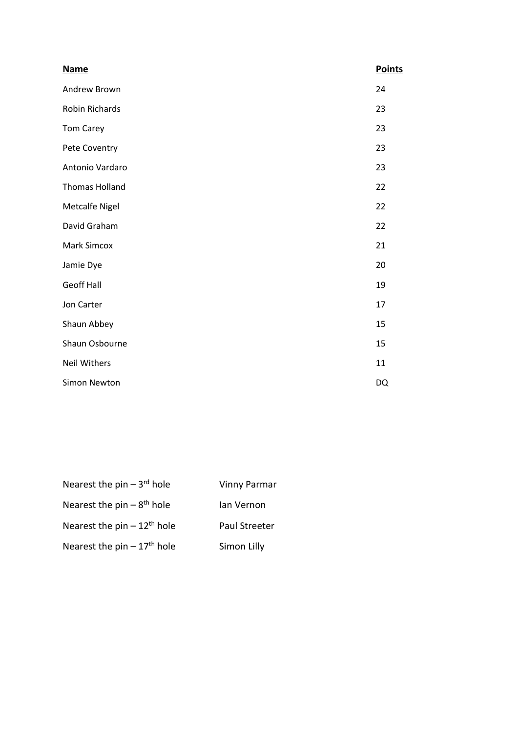| Name | Points |
|---|---|
| Andrew Brown | 24 |
| Robin Richards | 23 |
| Tom Carey | 23 |
| Pete Coventry | 23 |
| Antonio Vardaro | 23 |
| Thomas Holland | 22 |
| Metcalfe Nigel | 22 |
| David Graham | 22 |
| Mark Simcox | 21 |
| Jamie Dye | 20 |
| Geoff Hall | 19 |
| Jon Carter | 17 |
| Shaun Abbey | 15 |
| Shaun Osbourne | 15 |
| Neil Withers | 11 |
| Simon Newton | DQ |

| | |
|---|---|
| Nearest the pin – 3rd hole | Vinny Parmar |
| Nearest the pin – 8th hole | Ian Vernon |
| Nearest the pin – 12th hole | Paul Streeter |
| Nearest the pin – 17th hole | Simon Lilly |